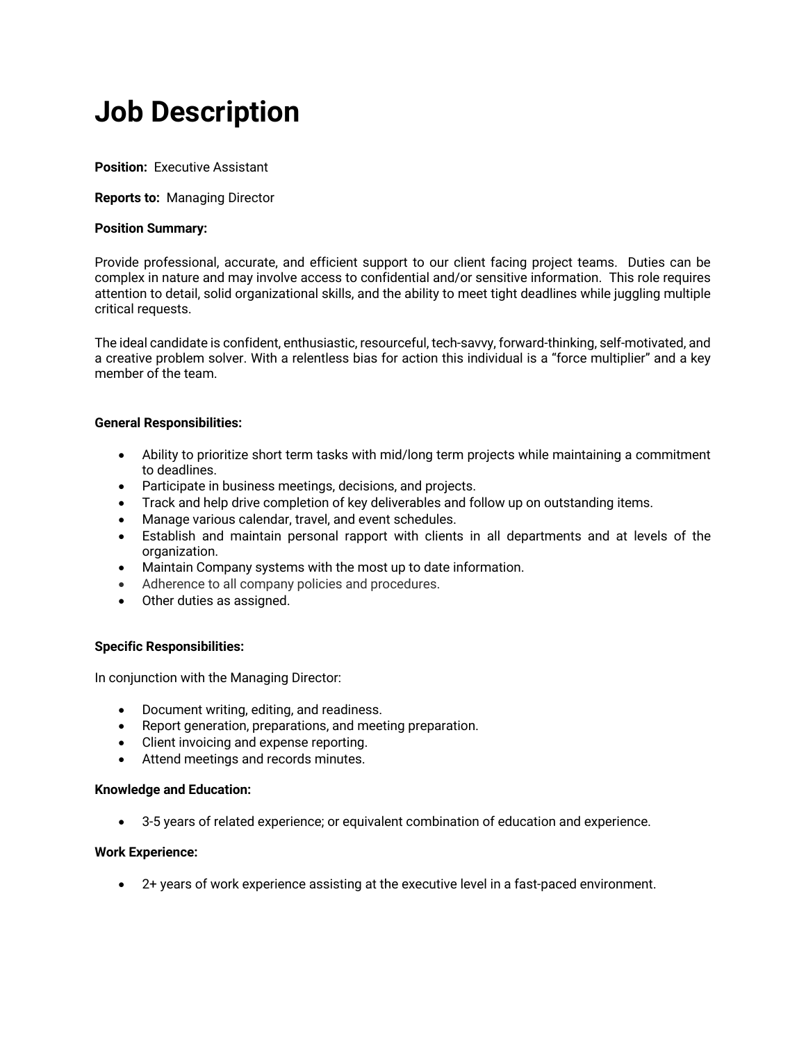# Job Description

**Position:** Executive Assistant

**Reports to:** Managing Director

**Position Summary:**

Provide professional, accurate, and efficient support to our client facing project teams. Duties can be complex in nature and may involve access to confidential and/or sensitive information. This role requires attention to detail, solid organizational skills, and the ability to meet tight deadlines while juggling multiple critical requests.

The ideal candidate is confident, enthusiastic, resourceful, tech-savvy, forward-thinking, self-motivated, and a creative problem solver. With a relentless bias for action this individual is a "force multiplier" and a key member of the team.

**General Responsibilities:**

- Ability to prioritize short term tasks with mid/long term projects while maintaining a commitment to deadlines.
- Participate in business meetings, decisions, and projects.
- Track and help drive completion of key deliverables and follow up on outstanding items.
- Manage various calendar, travel, and event schedules.
- Establish and maintain personal rapport with clients in all departments and at levels of the organization.
- Maintain Company systems with the most up to date information.
- Adherence to all company policies and procedures.
- Other duties as assigned.

**Specific Responsibilities:**

In conjunction with the Managing Director:

- Document writing, editing, and readiness.
- Report generation, preparations, and meeting preparation.
- Client invoicing and expense reporting.
- Attend meetings and records minutes.

**Knowledge and Education:**

- 3-5 years of related experience; or equivalent combination of education and experience.

**Work Experience:**

- 2+ years of work experience assisting at the executive level in a fast-paced environment.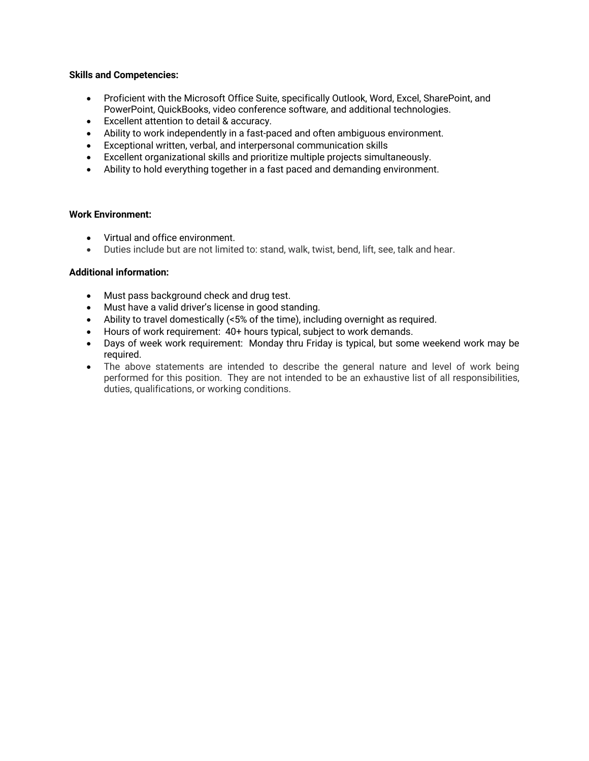**Skills and Competencies:**

- Proficient with the Microsoft Office Suite, specifically Outlook, Word, Excel, SharePoint, and PowerPoint, QuickBooks, video conference software, and additional technologies.
- Excellent attention to detail & accuracy.
- Ability to work independently in a fast-paced and often ambiguous environment.
- Exceptional written, verbal, and interpersonal communication skills
- Excellent organizational skills and prioritize multiple projects simultaneously.
- Ability to hold everything together in a fast paced and demanding environment.

**Work Environment:**

- Virtual and office environment.
- Duties include but are not limited to: stand, walk, twist, bend, lift, see, talk and hear.

**Additional information:**

- Must pass background check and drug test.
- Must have a valid driver's license in good standing.
- Ability to travel domestically (<5% of the time), including overnight as required.
- Hours of work requirement: 40+ hours typical, subject to work demands.
- Days of week work requirement: Monday thru Friday is typical, but some weekend work may be required.
- The above statements are intended to describe the general nature and level of work being performed for this position. They are not intended to be an exhaustive list of all responsibilities, duties, qualifications, or working conditions.